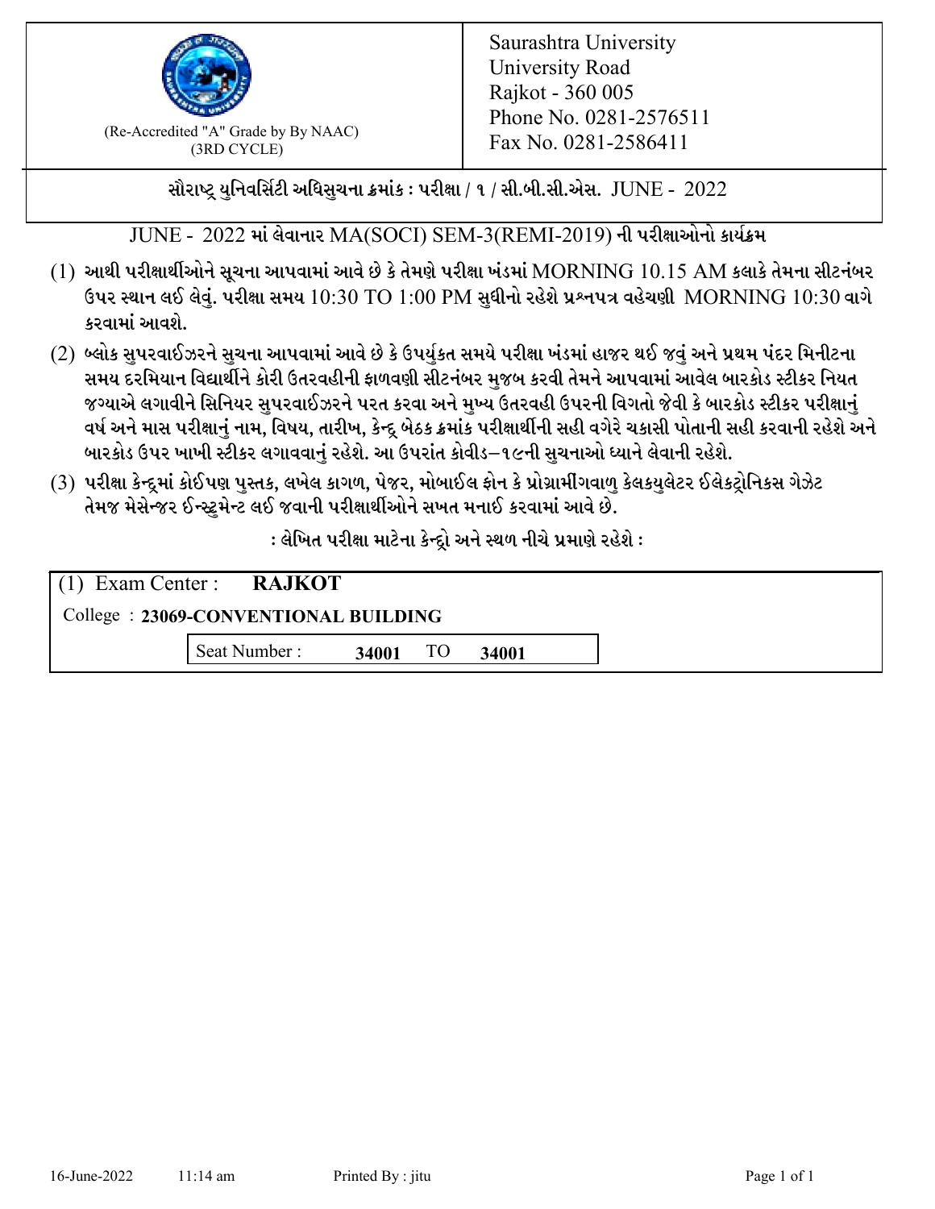(Re-Accredited "A" Grade by By NAAC)
(3RD CYCLE)

Saurashtra University
University Road
Rajkot - 360 005
Phone No. 0281-2576511
Fax No. 0281-2586411

**સૌરાષ્ટ્ર યુનિવર્સિટી અધિસુચના ક્રમાંક : પરીક્ષા / ૧ / સી.બી.સી.એસ. JUNE - 2022**

**JUNE - 2022 માં લેવાનાર MA(SOCI) SEM-3(REMI-2019) ની પરીક્ષાઓનો કાર્યક્રમ**

(1) આથી પરીક્ષાર્થીઓને સૂચના આપવામાં આવે છે કે તેમણે પરીક્ષા ખંડમાં MORNING 10.15 AM કલાકે તેમના સીટનંબર ઉપર સ્થાન લઈ લેવું. પરીક્ષા સમય 10:30 TO 1:00 PM સુધીનો રહેશે પ્રશ્નપત્ર વહેચણી MORNING 10:30 વાગે કરવામાં આવશે.

(2) બ્લોક સુપરવાઈઝરને સુચના આપવામાં આવે છે કે ઉપર્યુકત સમયે પરીક્ષા ખંડમાં હાજર થઈ જવું અને પ્રથમ પંદર મિનીટના સમય દરમિયાન વિદ્યાર્થીને કોરી ઉતરવહીની ફાળવણી સીટનંબર મુજબ કરવી તેમને આપવામાં આવેલ બારકોડ સ્ટીકર નિયત જગ્યાએ લગાવીને સિનિયર સુપરવાઈઝરને પરત કરવા અને મુખ્ય ઉતરવહી ઉપરની વિગતો જેવી કે બારકોડ સ્ટીકર પરીક્ષાનું વર્ષ અને માસ પરીક્ષાનું નામ, વિષય, તારીખ, કેન્દ્ર બેઠક ક્રમાંક પરીક્ષાર્થીની સહી વગેરે ચકાસી પોતાની સહી કરવાની રહેશે અને બારકોડ ઉપર ખાખી સ્ટીકર લગાવવાનું રહેશે. આ ઉપરાંત કોવીડ–૧૯ની સુચનાઓ ધ્યાને લેવાની રહેશે.

(3) પરીક્ષા કેન્દ્રમાં કોઈપણ પુસ્તક, લખેલ કાગળ, પેજર, મોબાઈલ ફોન કે પ્રોગ્રામીંગવાળુ કેલકયુલેટર ઈલેકટ્રોનિકસ ગેઝેટ તેમજ મેસેન્જર ઈન્સ્ટ્રુમેન્ટ લઈ જવાની પરીક્ષાર્થીઓને સખત મનાઈ કરવામાં આવે છે.

**: લેખિત પરીક્ષા માટેના કેન્દ્રો અને સ્થળ નીચે પ્રમાણે રહેશે :**

(1) Exam Center : **RAJKOT**

College : **23069-CONVENTIONAL BUILDING**

Seat Number : **34001** TO **34001**

16-June-2022 11:14 am Printed By : jitu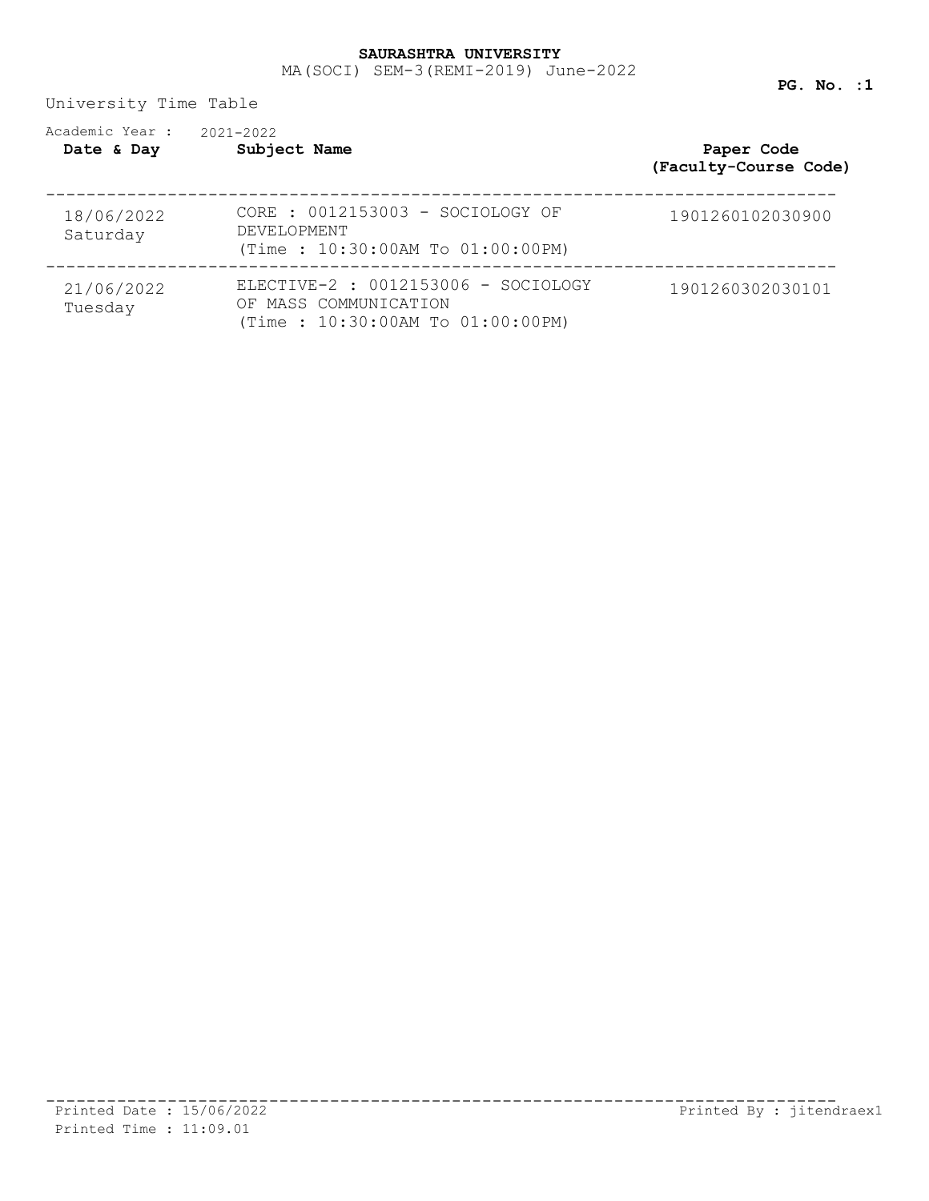**SAURASHTRA UNIVERSITY**

MA(SOCI) SEM-3(REMI-2019) June-2022

University Time Table

Academic Year : 2021-2022

| Date & Day | Subject Name | Paper Code (Faculty-Course Code) |
|---|---|---|
| 18/06/2022 Saturday | CORE : 0012153003 - SOCIOLOGY OF DEVELOPMENT (Time : 10:30:00AM To 01:00:00PM) | 1901260102030900 |
| 21/06/2022 Tuesday | ELECTIVE-2 : 0012153006 - SOCIOLOGY OF MASS COMMUNICATION (Time : 10:30:00AM To 01:00:00PM) | 1901260302030101 |

Printed Date : 15/06/2022

Printed Time : 11:09.01

Printed By : jitendraex1